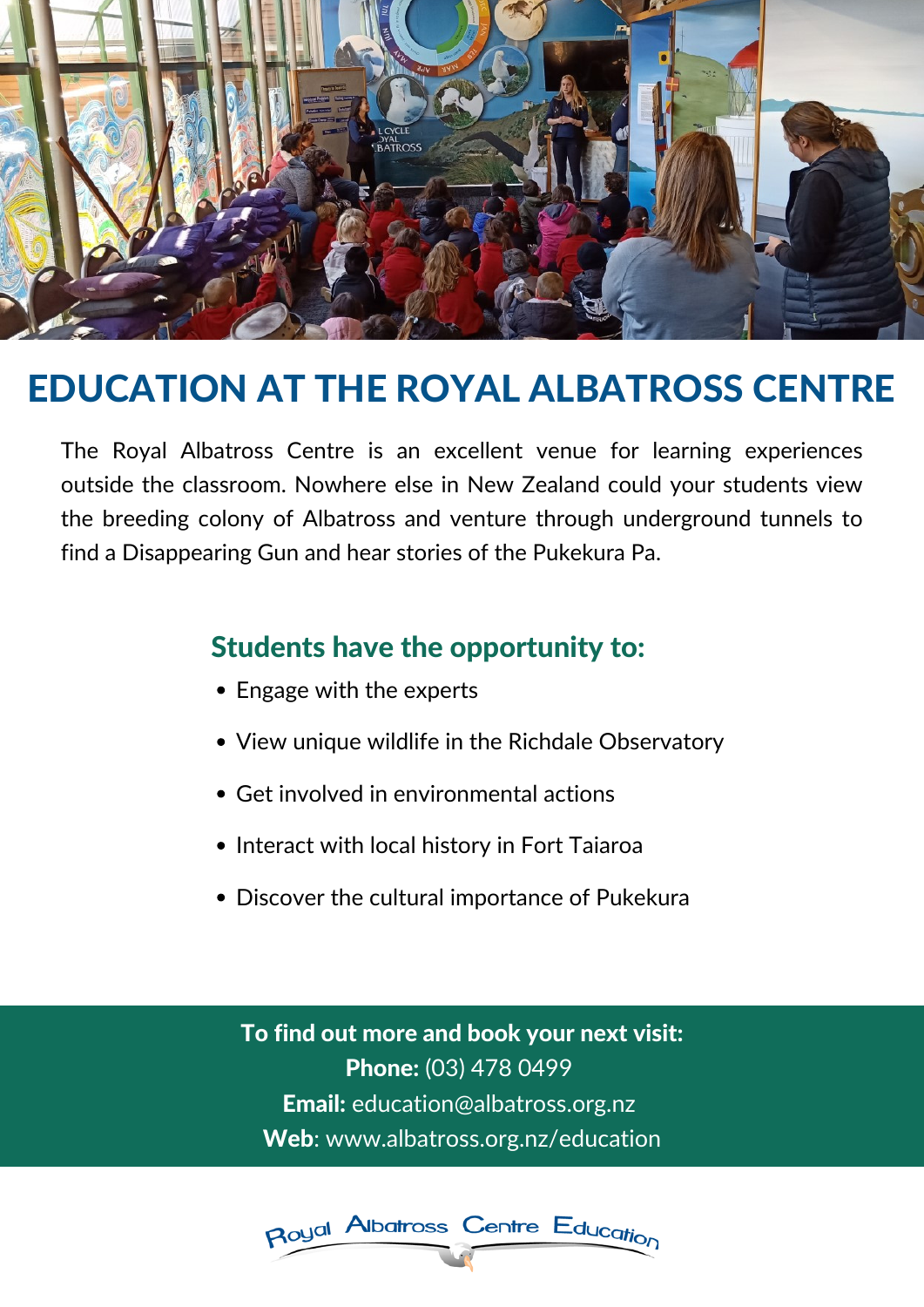# EDUCATION AT THE ROYAL ALBATROSS CENTRE

The Royal Albatross Centre is an excellent venue for learning experiences outside the classroom. Nowhere else in New Zealand could your students view the breeding colony of Albatross and venture through underground tunnels to find a Disappearing Gun and hear stories of the Pukekura Pa.

## Students have the opportunity to:

- Engage with the experts
- View unique wildlife in the Richdale Observatory
- Get involved in environmental actions
- Interact with local history in Fort Taiaroa
- Discover the cultural importance of Pukekura

**To find out more and book your next visit:**
**Phone:** (03) 478 0499
**Email:** education@albatross.org.nz
**Web**: www.albatross.org.nz/education

Royal Albatross Centre Education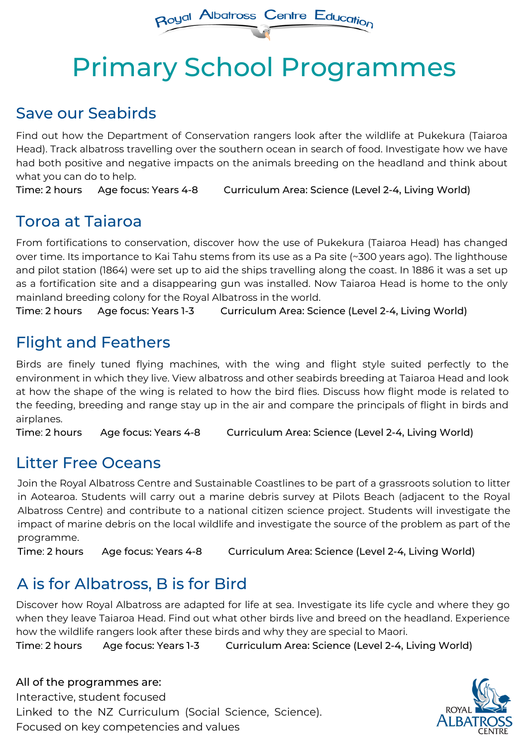Royal Albatross Centre Education

# Primary School Programmes

## Save our Seabirds

Find out how the Department of Conservation rangers look after the wildlife at Pukekura (Taiaroa Head). Track albatross travelling over the southern ocean in search of food. Investigate how we have had both positive and negative impacts on the animals breeding on the headland and think about what you can do to help.

Time: 2 hours  Age focus: Years 4-8  Curriculum Area: Science (Level 2-4, Living World)

## Toroa at Taiaroa

From fortifications to conservation, discover how the use of Pukekura (Taiaroa Head) has changed over time. Its importance to Kai Tahu stems from its use as a Pa site (~300 years ago). The lighthouse and pilot station (1864) were set up to aid the ships travelling along the coast. In 1886 it was a set up as a fortification site and a disappearing gun was installed. Now Taiaroa Head is home to the only mainland breeding colony for the Royal Albatross in the world.

Time: 2 hours  Age focus: Years 1-3  Curriculum Area: Science (Level 2-4, Living World)

## Flight and Feathers

Birds are finely tuned flying machines, with the wing and flight style suited perfectly to the environment in which they live. View albatross and other seabirds breeding at Taiaroa Head and look at how the shape of the wing is related to how the bird flies. Discuss how flight mode is related to the feeding, breeding and range stay up in the air and compare the principals of flight in birds and airplanes.

Time: 2 hours  Age focus: Years 4-8  Curriculum Area: Science (Level 2-4, Living World)

## Litter Free Oceans

Join the Royal Albatross Centre and Sustainable Coastlines to be part of a grassroots solution to litter in Aotearoa. Students will carry out a marine debris survey at Pilots Beach (adjacent to the Royal Albatross Centre) and contribute to a national citizen science project. Students will investigate the impact of marine debris on the local wildlife and investigate the source of the problem as part of the programme.

Time: 2 hours  Age focus: Years 4-8  Curriculum Area: Science (Level 2-4, Living World)

## A is for Albatross, B is for Bird

Discover how Royal Albatross are adapted for life at sea. Investigate its life cycle and where they go when they leave Taiaroa Head. Find out what other birds live and breed on the headland. Experience how the wildlife rangers look after these birds and why they are special to Maori.

Time: 2 hours  Age focus: Years 1-3  Curriculum Area: Science (Level 2-4, Living World)

All of the programmes are:
Interactive, student focused
Linked to the NZ Curriculum (Social Science, Science).
Focused on key competencies and values

Royal Albatross Centre